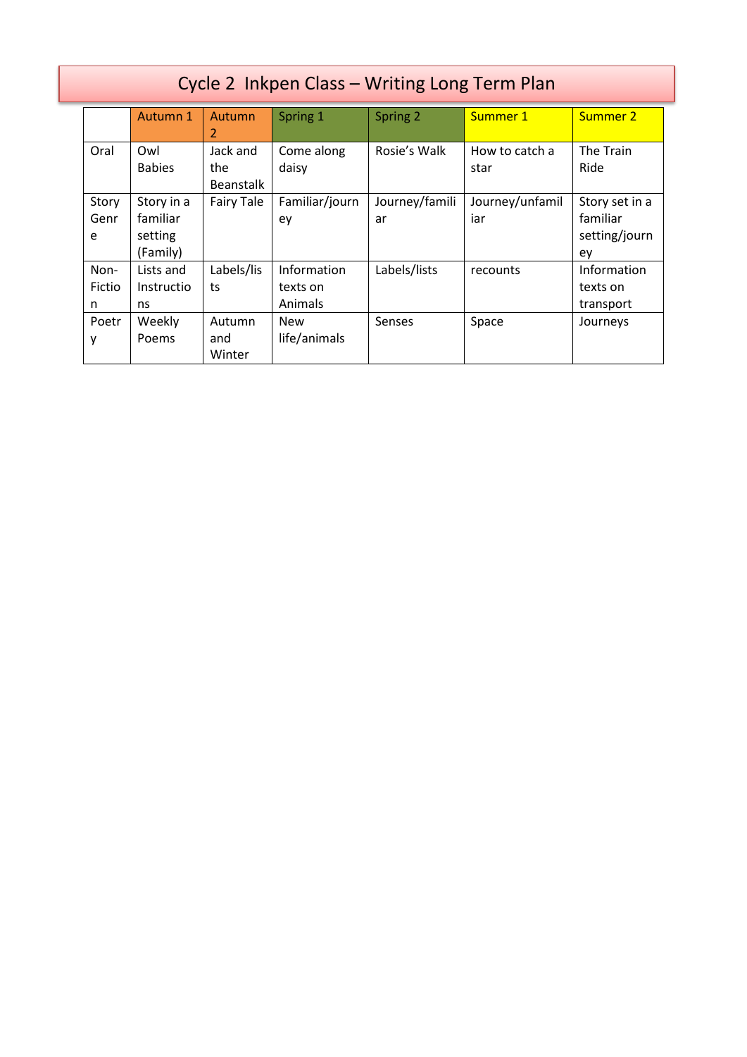# Cycle 2 Inkpen Class – Writing Long Term Plan

| | Autumn 1 | Autumn 2 | Spring 1 | Spring 2 | Summer 1 | Summer 2 |
|---|---|---|---|---|---|---|
| Oral | Owl Babies | Jack and the Beanstalk | Come along daisy | Rosie's Walk | How to catch a star | The Train Ride |
| Story Genre | Story in a familiar setting (Family) | Fairy Tale | Familiar/journey | Journey/familiar | Journey/unfamiliar | Story set in a familiar setting/journey |
| Non-Fiction | Lists and Instructions | Labels/lists | Information texts on Animals | Labels/lists | recounts | Information texts on transport |
| Poetry | Weekly Poems | Autumn and Winter | New life/animals | Senses | Space | Journeys |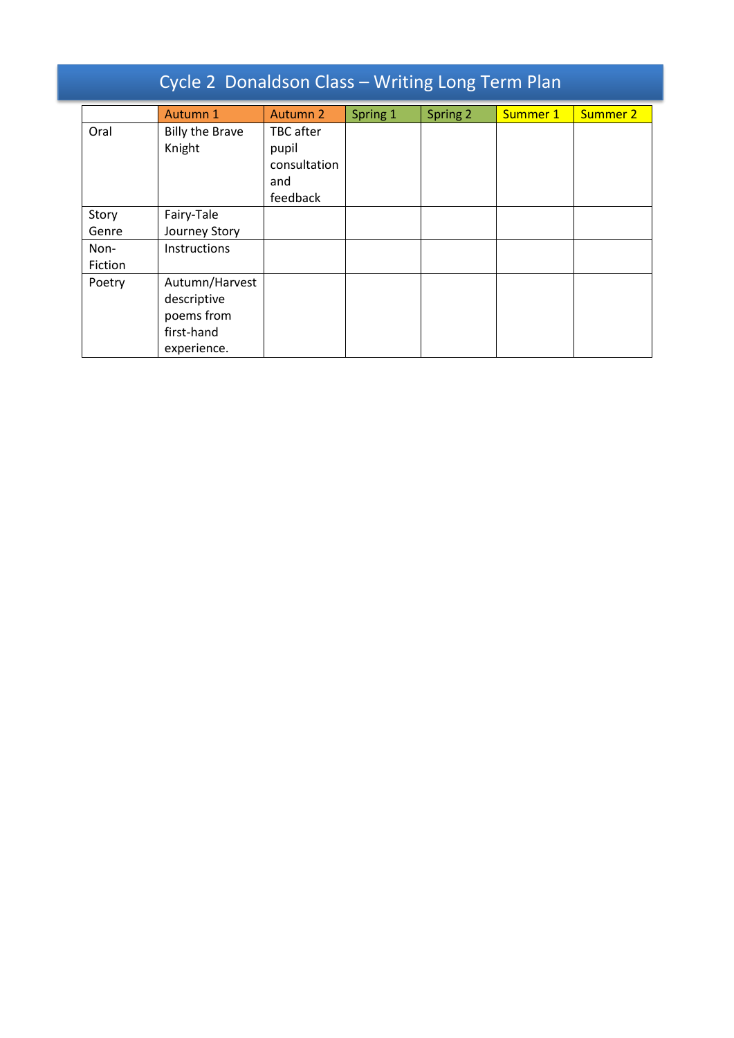# Cycle 2  Donaldson Class – Writing Long Term Plan

| | Autumn 1 | Autumn 2 | Spring 1 | Spring 2 | Summer 1 | Summer 2 |
|---|---|---|---|---|---|---|
| Oral | Billy the Brave Knight | TBC after pupil consultation and feedback | | | | |
| Story Genre | Fairy-Tale Journey Story | | | | | |
| Non-Fiction | Instructions | | | | | |
| Poetry | Autumn/Harvest descriptive poems from first-hand experience. | | | | | |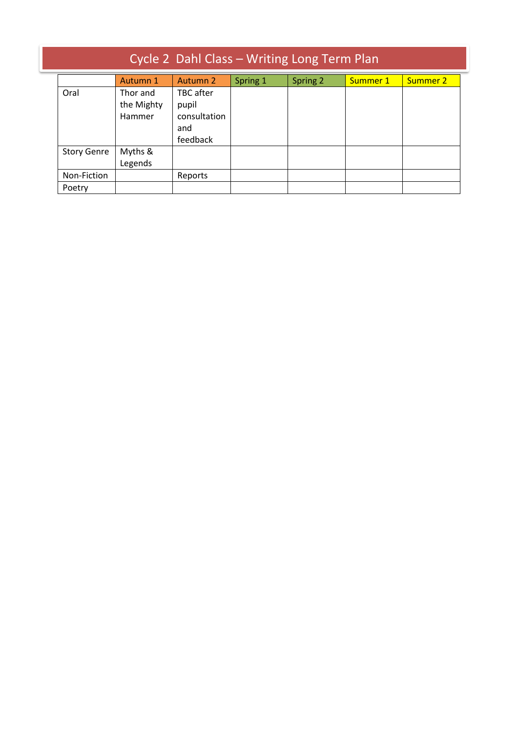# Cycle 2 Dahl Class – Writing Long Term Plan

| | Autumn 1 | Autumn 2 | Spring 1 | Spring 2 | Summer 1 | Summer 2 |
|---|---|---|---|---|---|---|
| Oral | Thor and the Mighty Hammer | TBC after pupil consultation and feedback | | | | |
| Story Genre | Myths & Legends | | | | | |
| Non-Fiction | | Reports | | | | |
| Poetry | | | | | | |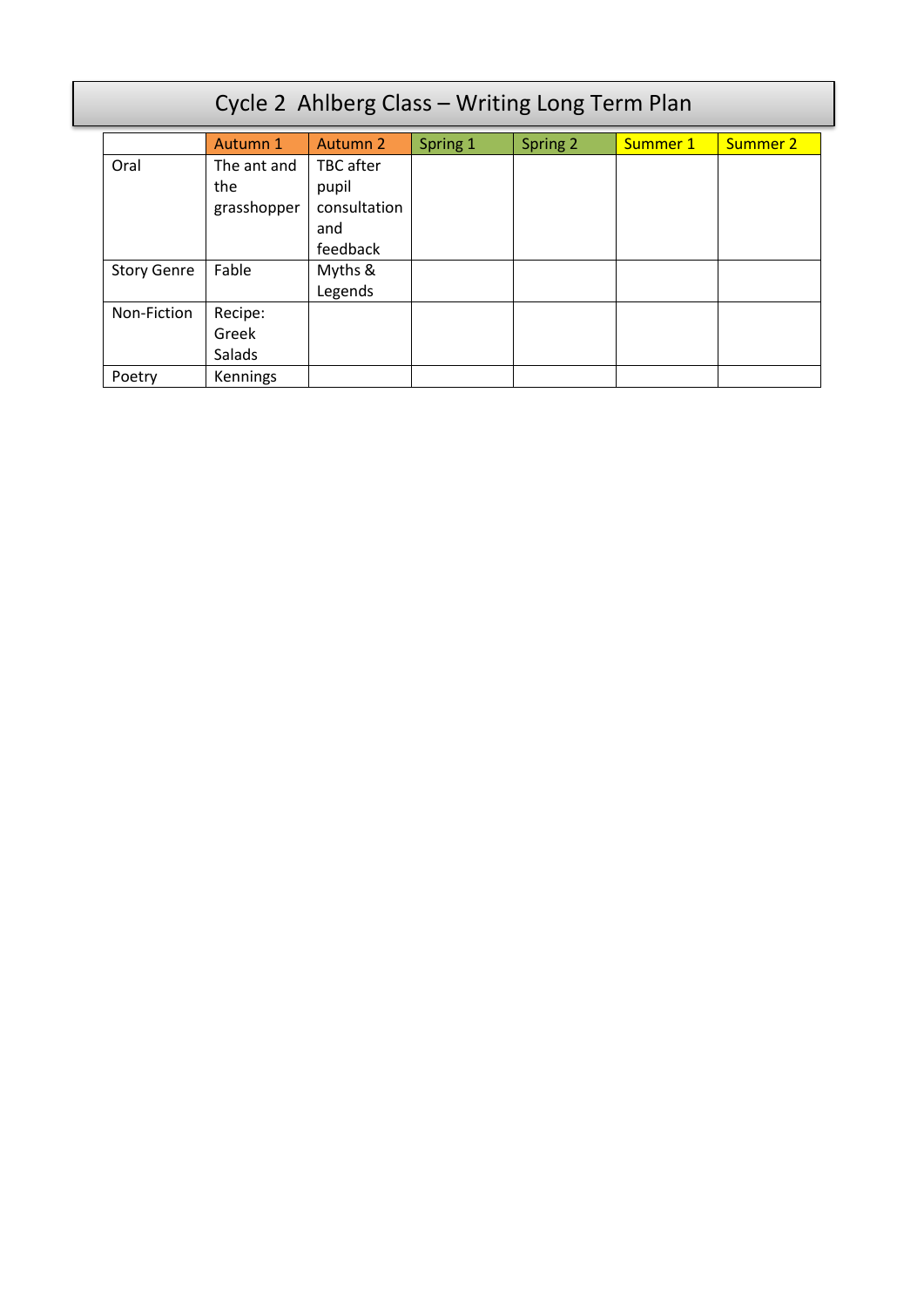# Cycle 2  Ahlberg Class – Writing Long Term Plan

| | Autumn 1 | Autumn 2 | Spring 1 | Spring 2 | Summer 1 | Summer 2 |
|---|---|---|---|---|---|---|
| Oral | The ant and the grasshopper | TBC after pupil consultation and feedback | | | | |
| Story Genre | Fable | Myths & Legends | | | | |
| Non-Fiction | Recipe: Greek Salads | | | | | |
| Poetry | Kennings | | | | | |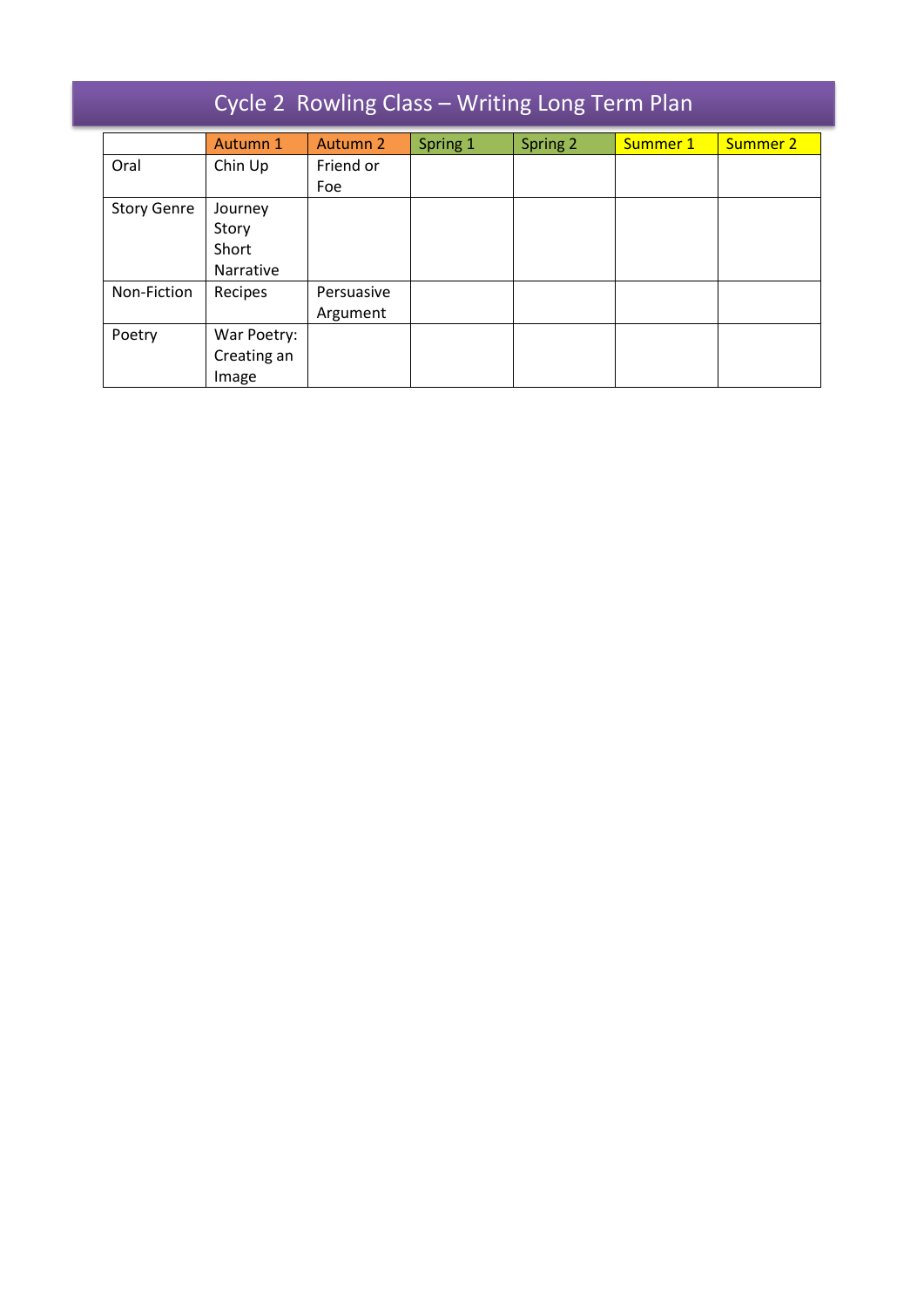# Cycle 2 Rowling Class – Writing Long Term Plan

| | Autumn 1 | Autumn 2 | Spring 1 | Spring 2 | Summer 1 | Summer 2 |
|---|---|---|---|---|---|---|
| Oral | Chin Up | Friend or Foe | | | | |
| Story Genre | Journey Story Short Narrative | | | | | |
| Non-Fiction | Recipes | Persuasive Argument | | | | |
| Poetry | War Poetry: Creating an Image | | | | | |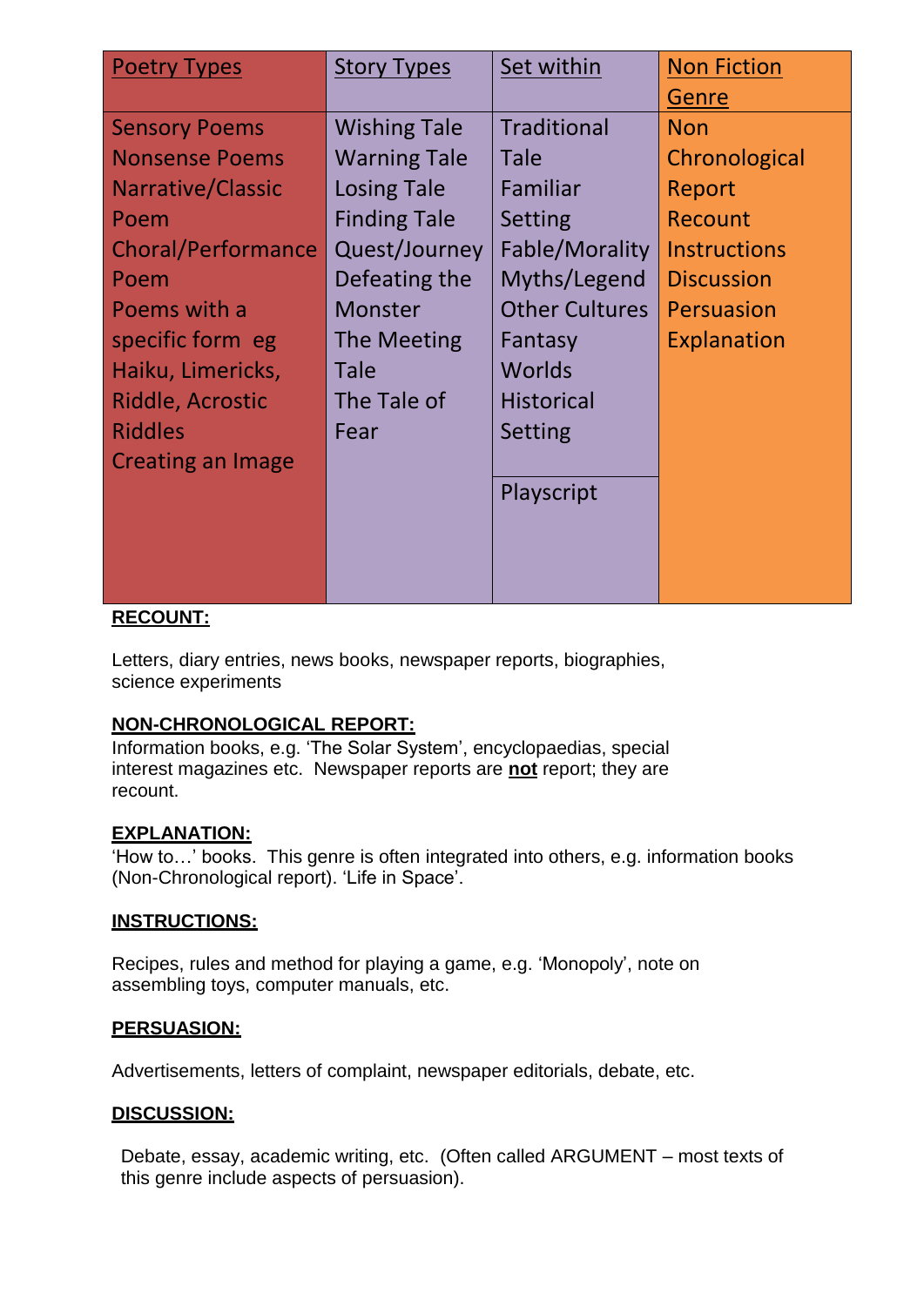| Poetry Types | Story Types | Set within | Non Fiction Genre |
|---|---|---|---|
| Sensory Poems<br>Nonsense Poems<br>Narrative/Classic Poem<br>Choral/Performance Poem<br>Poems with a specific form eg Haiku, Limericks, Riddle, Acrostic Riddles<br>Creating an Image | Wishing Tale<br>Warning Tale<br>Losing Tale<br>Finding Tale<br>Quest/Journey<br>Defeating the Monster<br>The Meeting Tale<br>The Tale of Fear | Traditional Tale<br>Familiar Setting<br>Fable/Morality<br>Myths/Legend<br>Other Cultures<br>Fantasy Worlds<br>Historical Setting | Non Chronological Report<br>Recount<br>Instructions<br>Discussion<br>Persuasion<br>Explanation |
| | | Playscript | |

**RECOUNT:**

Letters, diary entries, news books, newspaper reports, biographies, science experiments

**NON-CHRONOLOGICAL REPORT:**

Information books, e.g. 'The Solar System', encyclopaedias, special interest magazines etc. Newspaper reports are **not** report; they are recount.

**EXPLANATION:**

'How to…' books. This genre is often integrated into others, e.g. information books (Non-Chronological report). 'Life in Space'.

**INSTRUCTIONS:**

Recipes, rules and method for playing a game, e.g. 'Monopoly', note on assembling toys, computer manuals, etc.

**PERSUASION:**

Advertisements, letters of complaint, newspaper editorials, debate, etc.

**DISCUSSION:**

Debate, essay, academic writing, etc. (Often called ARGUMENT – most texts of this genre include aspects of persuasion).